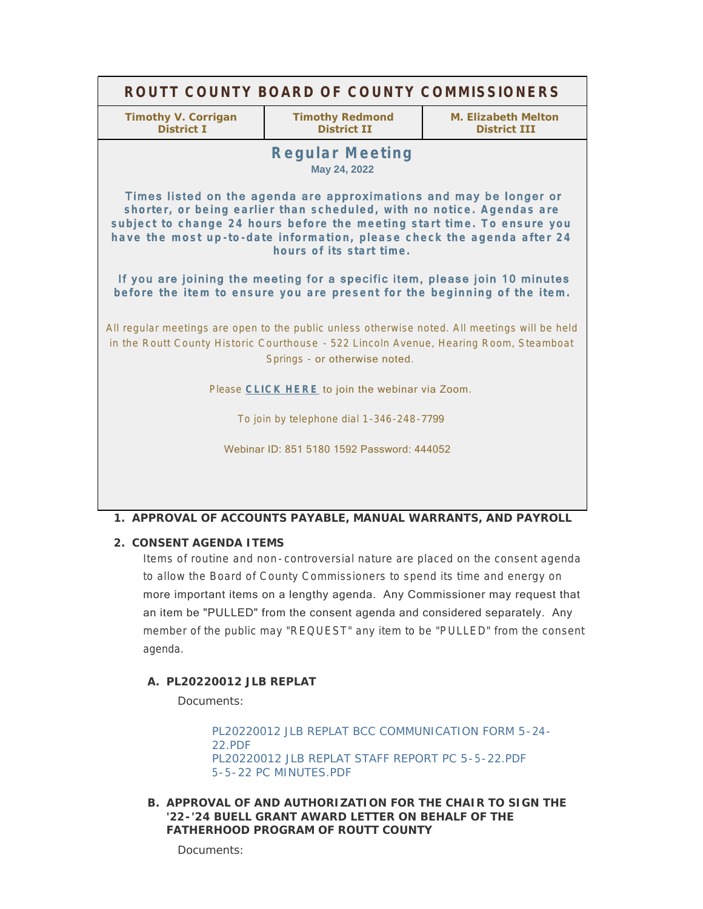# ROUTT COUNTY BOARD OF COUNTY COMMISSIONERS

| Timothy V. Corrigan<br>District I | Timothy Redmond<br>District II | M. Elizabeth Melton<br>District III |
|---|---|---|

## Regular Meeting

**May 24, 2022**

**Times listed on the agenda are approximations and may be longer or shorter, or being earlier than scheduled, with no notice. Agendas are subject to change 24 hours before the meeting start time. To ensure you have the most up-to-date information, please check the agenda after 24 hours of its start time.**

**If you are joining the meeting for a specific item, please join 10 minutes before the item to ensure you are present for the beginning of the item.**

All regular meetings are open to the public unless otherwise noted. All meetings will be held in the Routt County Historic Courthouse - 522 Lincoln Avenue, Hearing Room, Steamboat Springs - or otherwise noted.

Please **CLICK HERE** to join the webinar via Zoom.

To join by telephone dial 1-346-248-7799

Webinar ID: 851 5180 1592 Password: 444052

**1. APPROVAL OF ACCOUNTS PAYABLE, MANUAL WARRANTS, AND PAYROLL**

**2. CONSENT AGENDA ITEMS**

Items of routine and non-controversial nature are placed on the consent agenda to allow the Board of County Commissioners to spend its time and energy on more important items on a lengthy agenda. Any Commissioner may request that an item be "PULLED" from the consent agenda and considered separately. Any member of the public may "REQUEST" any item to be "PULLED" from the consent agenda.

**A. PL20220012 JLB REPLAT**

Documents:

PL20220012 JLB REPLAT BCC COMMUNICATION FORM 5-24-22.PDF
PL20220012 JLB REPLAT STAFF REPORT PC 5-5-22.PDF
5-5-22 PC MINUTES.PDF

**B. APPROVAL OF AND AUTHORIZATION FOR THE CHAIR TO SIGN THE '22-'24 BUELL GRANT AWARD LETTER ON BEHALF OF THE FATHERHOOD PROGRAM OF ROUTT COUNTY**

Documents: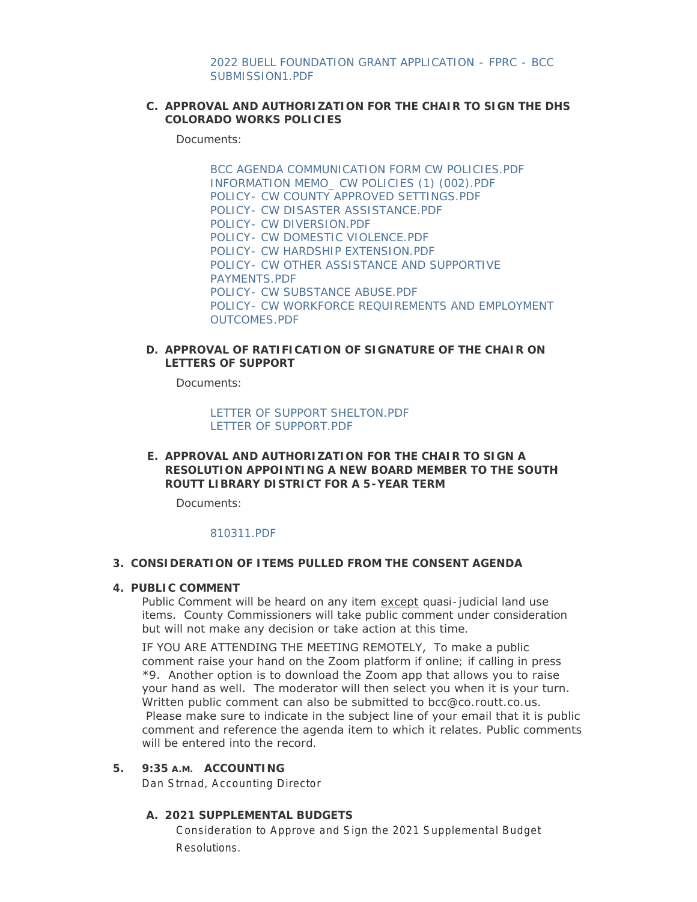2022 BUELL FOUNDATION GRANT APPLICATION - FPRC - BCC SUBMISSION1.PDF

**C. APPROVAL AND AUTHORIZATION FOR THE CHAIR TO SIGN THE DHS COLORADO WORKS POLICIES**

Documents:

BCC AGENDA COMMUNICATION FORM CW POLICIES.PDF
INFORMATION MEMO_ CW POLICIES (1) (002).PDF
POLICY- CW COUNTY APPROVED SETTINGS.PDF
POLICY- CW DISASTER ASSISTANCE.PDF
POLICY- CW DIVERSION.PDF
POLICY- CW DOMESTIC VIOLENCE.PDF
POLICY- CW HARDSHIP EXTENSION.PDF
POLICY- CW OTHER ASSISTANCE AND SUPPORTIVE PAYMENTS.PDF
POLICY- CW SUBSTANCE ABUSE.PDF
POLICY- CW WORKFORCE REQUIREMENTS AND EMPLOYMENT OUTCOMES.PDF

**D. APPROVAL OF RATIFICATION OF SIGNATURE OF THE CHAIR ON LETTERS OF SUPPORT**

Documents:

LETTER OF SUPPORT SHELTON.PDF
LETTER OF SUPPORT.PDF

**E. APPROVAL AND AUTHORIZATION FOR THE CHAIR TO SIGN A RESOLUTION APPOINTING A NEW BOARD MEMBER TO THE SOUTH ROUTT LIBRARY DISTRICT FOR A 5-YEAR TERM**

Documents:

810311.PDF

**3. CONSIDERATION OF ITEMS PULLED FROM THE CONSENT AGENDA**

**4. PUBLIC COMMENT**

Public Comment will be heard on any item except quasi-judicial land use items. County Commissioners will take public comment under consideration but will not make any decision or take action at this time.

IF YOU ARE ATTENDING THE MEETING REMOTELY, To make a public comment raise your hand on the Zoom platform if online; if calling in press *9. Another option is to download the Zoom app that allows you to raise your hand as well. The moderator will then select you when it is your turn. Written public comment can also be submitted to bcc@co.routt.co.us. Please make sure to indicate in the subject line of your email that it is public comment and reference the agenda item to which it relates. Public comments will be entered into the record.

**5. 9:35 A.M. ACCOUNTING**

Dan Strnad, Accounting Director

**A. 2021 SUPPLEMENTAL BUDGETS**

Consideration to Approve and Sign the 2021 Supplemental Budget Resolutions.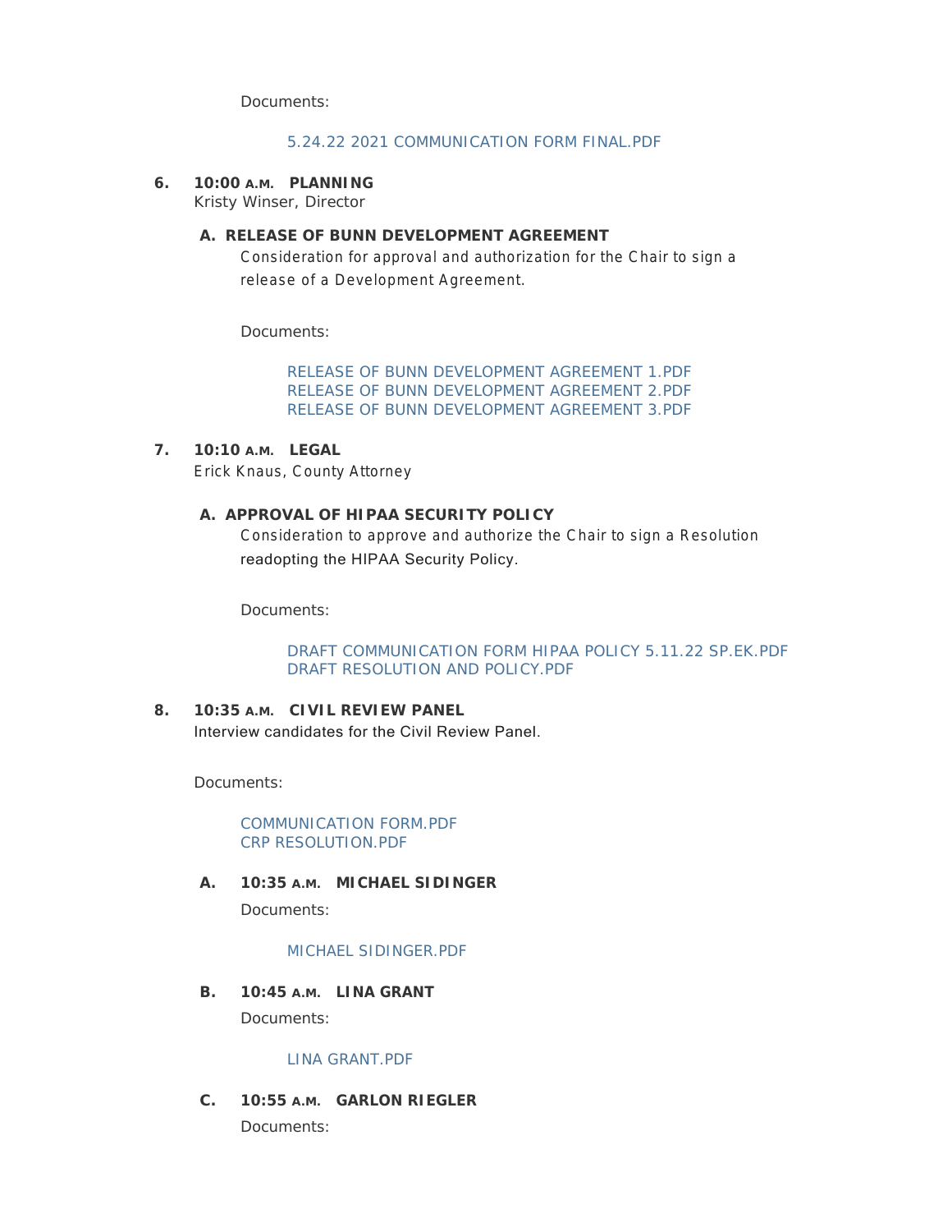Documents:

5.24.22 2021 COMMUNICATION FORM FINAL.PDF

**6. 10:00 A.M. PLANNING**

Kristy Winser, Director

**A. RELEASE OF BUNN DEVELOPMENT AGREEMENT**

Consideration for approval and authorization for the Chair to sign a release of a Development Agreement.

Documents:

RELEASE OF BUNN DEVELOPMENT AGREEMENT 1.PDF
RELEASE OF BUNN DEVELOPMENT AGREEMENT 2.PDF
RELEASE OF BUNN DEVELOPMENT AGREEMENT 3.PDF

**7. 10:10 A.M. LEGAL**

Erick Knaus, County Attorney

**A. APPROVAL OF HIPAA SECURITY POLICY**

Consideration to approve and authorize the Chair to sign a Resolution readopting the HIPAA Security Policy.

Documents:

DRAFT COMMUNICATION FORM HIPAA POLICY 5.11.22 SP.EK.PDF
DRAFT RESOLUTION AND POLICY.PDF

**8. 10:35 A.M. CIVIL REVIEW PANEL**

Interview candidates for the Civil Review Panel.

Documents:

COMMUNICATION FORM.PDF
CRP RESOLUTION.PDF

**A. 10:35 A.M. MICHAEL SIDINGER**

Documents:

MICHAEL SIDINGER.PDF

**B. 10:45 A.M. LINA GRANT**

Documents:

LINA GRANT.PDF

**C. 10:55 A.M. GARLON RIEGLER**

Documents: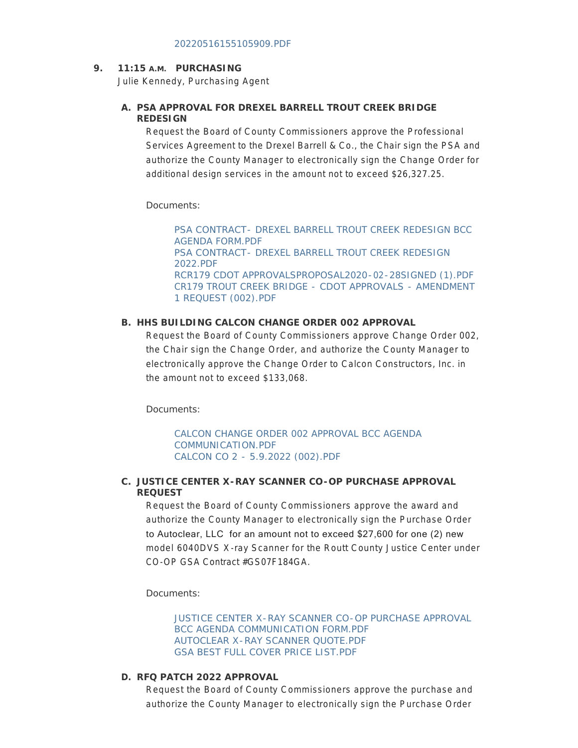20220516155105909.PDF

**9. 11:15 A.M. PURCHASING**

Julie Kennedy, Purchasing Agent

**A. PSA APPROVAL FOR DREXEL BARRELL TROUT CREEK BRIDGE REDESIGN**

Request the Board of County Commissioners approve the Professional Services Agreement to the Drexel Barrell & Co., the Chair sign the PSA and authorize the County Manager to electronically sign the Change Order for additional design services in the amount not to exceed $26,327.25.

Documents:

PSA CONTRACT- DREXEL BARRELL TROUT CREEK REDESIGN BCC AGENDA FORM.PDF
PSA CONTRACT- DREXEL BARRELL TROUT CREEK REDESIGN 2022.PDF
RCR179 CDOT APPROVALSPROPOSAL2020-02-28SIGNED (1).PDF
CR179 TROUT CREEK BRIDGE - CDOT APPROVALS - AMENDMENT 1 REQUEST (002).PDF

**B. HHS BUILDING CALCON CHANGE ORDER 002 APPROVAL**

Request the Board of County Commissioners approve Change Order 002, the Chair sign the Change Order, and authorize the County Manager to electronically approve the Change Order to Calcon Constructors, Inc. in the amount not to exceed $133,068.

Documents:

CALCON CHANGE ORDER 002 APPROVAL BCC AGENDA COMMUNICATION.PDF
CALCON CO 2 - 5.9.2022 (002).PDF

**C. JUSTICE CENTER X-RAY SCANNER CO-OP PURCHASE APPROVAL REQUEST**

Request the Board of County Commissioners approve the award and authorize the County Manager to electronically sign the Purchase Order to Autoclear, LLC for an amount not to exceed $27,600 for one (2) new model 6040DVS X-ray Scanner for the Routt County Justice Center under CO-OP GSA Contract #GS07F184GA.

Documents:

JUSTICE CENTER X-RAY SCANNER CO-OP PURCHASE APPROVAL BCC AGENDA COMMUNICATION FORM.PDF
AUTOCLEAR X-RAY SCANNER QUOTE.PDF
GSA BEST FULL COVER PRICE LIST.PDF

**D. RFQ PATCH 2022 APPROVAL**

Request the Board of County Commissioners approve the purchase and authorize the County Manager to electronically sign the Purchase Order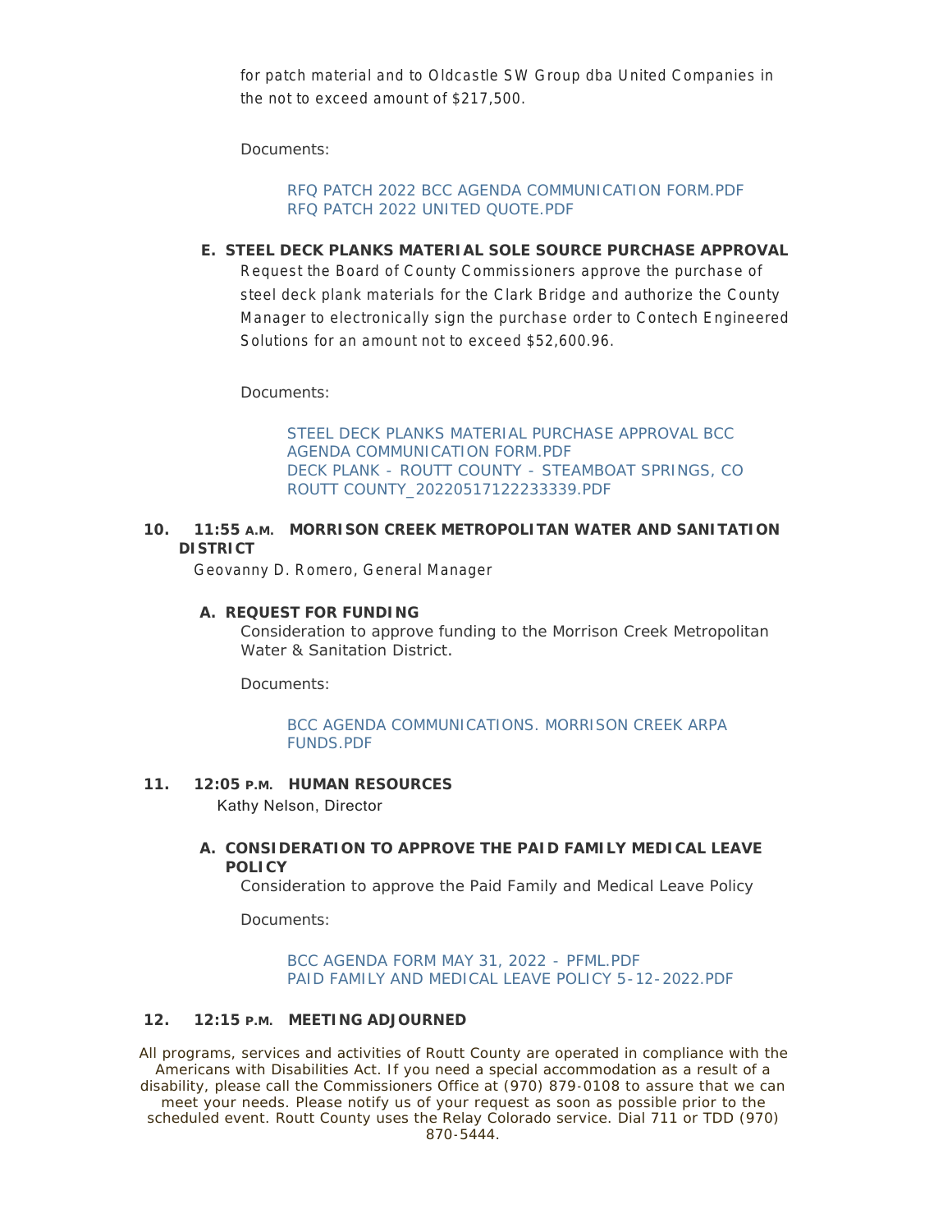for patch material and to Oldcastle SW Group dba United Companies in the not to exceed amount of $217,500.

Documents:

RFQ PATCH 2022 BCC AGENDA COMMUNICATION FORM.PDF
RFQ PATCH 2022 UNITED QUOTE.PDF

**E. STEEL DECK PLANKS MATERIAL SOLE SOURCE PURCHASE APPROVAL**

Request the Board of County Commissioners approve the purchase of steel deck plank materials for the Clark Bridge and authorize the County Manager to electronically sign the purchase order to Contech Engineered Solutions for an amount not to exceed $52,600.96.

Documents:

STEEL DECK PLANKS MATERIAL PURCHASE APPROVAL BCC AGENDA COMMUNICATION FORM.PDF
DECK PLANK - ROUTT COUNTY - STEAMBOAT SPRINGS, CO ROUTT COUNTY_20220517122233339.PDF

**10. 11:55 A.M. MORRISON CREEK METROPOLITAN WATER AND SANITATION DISTRICT**

Geovanny D. Romero, General Manager

**A. REQUEST FOR FUNDING**

Consideration to approve funding to the Morrison Creek Metropolitan Water & Sanitation District.

Documents:

BCC AGENDA COMMUNICATIONS. MORRISON CREEK ARPA FUNDS.PDF

**11. 12:05 P.M. HUMAN RESOURCES**

Kathy Nelson, Director

**A. CONSIDERATION TO APPROVE THE PAID FAMILY MEDICAL LEAVE POLICY**

Consideration to approve the Paid Family and Medical Leave Policy

Documents:

BCC AGENDA FORM MAY 31, 2022 - PFML.PDF
PAID FAMILY AND MEDICAL LEAVE POLICY 5-12-2022.PDF

**12. 12:15 P.M. MEETING ADJOURNED**

All programs, services and activities of Routt County are operated in compliance with the Americans with Disabilities Act. If you need a special accommodation as a result of a disability, please call the Commissioners Office at (970) 879-0108 to assure that we can meet your needs. Please notify us of your request as soon as possible prior to the scheduled event. Routt County uses the Relay Colorado service. Dial 711 or TDD (970) 870-5444.